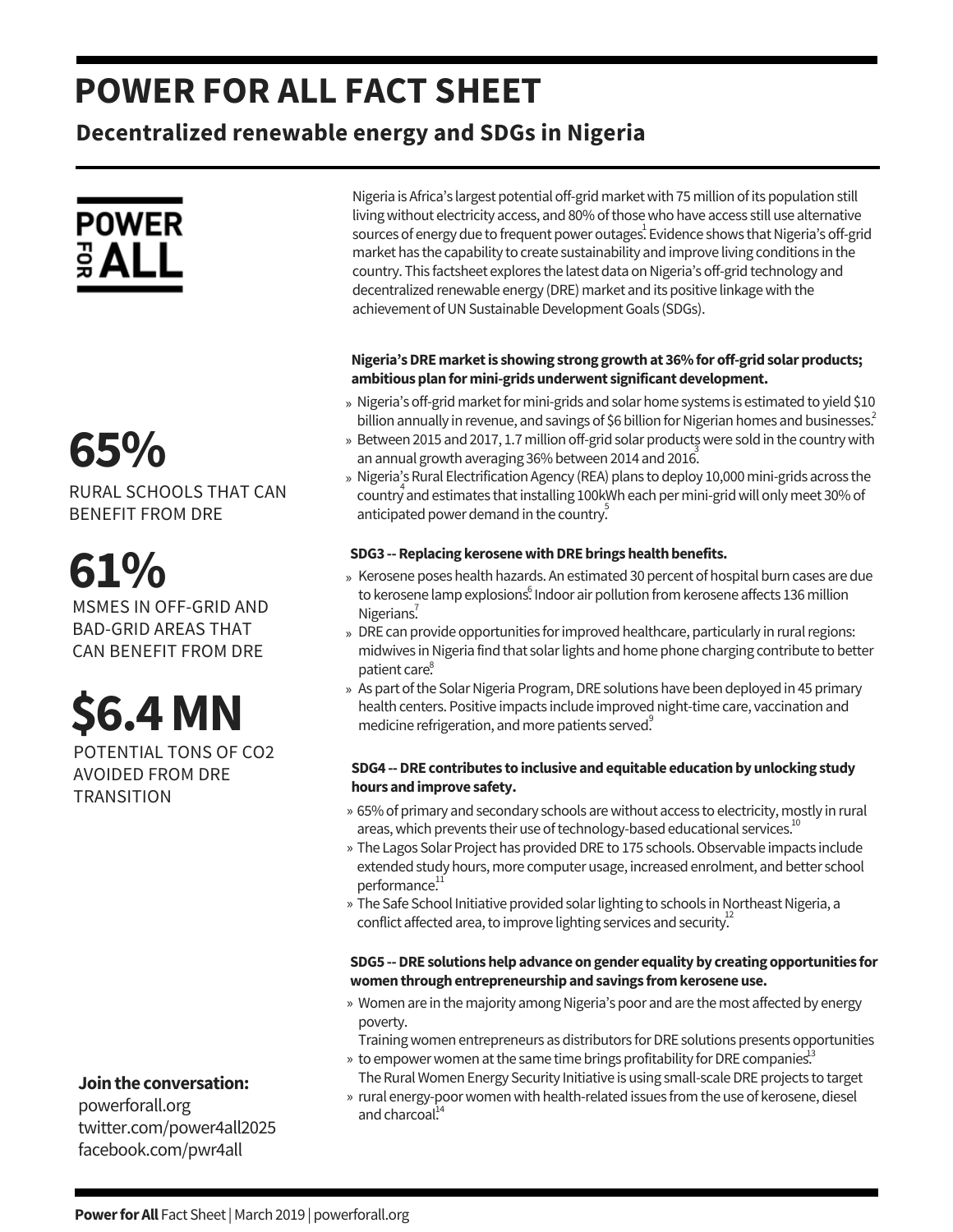# POWER FOR ALL FACT SHEET

## Decentralized renewable energy and SDGs in Nigeria

POWER FOR ALL

Nigeria is Africa's largest potential off-grid market with 75 million of its population still living without electricity access, and 80% of those who have access still use alternative sources of energy due to frequent power outages.[1] Evidence shows that Nigeria's off-grid market has the capability to create sustainability and improve living conditions in the country. This factsheet explores the latest data on Nigeria's off-grid technology and decentralized renewable energy (DRE) market and its positive linkage with the achievement of UN Sustainable Development Goals (SDGs).

**65%**
RURAL SCHOOLS THAT CAN BENEFIT FROM DRE

**61%**
MSMES IN OFF-GRID AND BAD-GRID AREAS THAT CAN BENEFIT FROM DRE

**$6.4 MN**
POTENTIAL TONS OF CO2 AVOIDED FROM DRE TRANSITION

**Nigeria's DRE market is showing strong growth at 36% for off-grid solar products; ambitious plan for mini-grids underwent significant development.**

- Nigeria's off-grid market for mini-grids and solar home systems is estimated to yield $10 billion annually in revenue, and savings of $6 billion for Nigerian homes and businesses.[2]
- Between 2015 and 2017, 1.7 million off-grid solar products were sold in the country with an annual growth averaging 36% between 2014 and 2016.[3]
- Nigeria's Rural Electrification Agency (REA) plans to deploy 10,000 mini-grids across the country[4] and estimates that installing 100kWh each per mini-grid will only meet 30% of anticipated power demand in the country.[5]

**SDG3 -- Replacing kerosene with DRE brings health benefits.**

- Kerosene poses health hazards. An estimated 30 percent of hospital burn cases are due to kerosene lamp explosions.[6] Indoor air pollution from kerosene affects 136 million Nigerians.[7]
- DRE can provide opportunities for improved healthcare, particularly in rural regions: midwives in Nigeria find that solar lights and home phone charging contribute to better patient care.[8]
- As part of the Solar Nigeria Program, DRE solutions have been deployed in 45 primary health centers. Positive impacts include improved night-time care, vaccination and medicine refrigeration, and more patients served.[9]

**SDG4 -- DRE contributes to inclusive and equitable education by unlocking study hours and improve safety.**

- 65% of primary and secondary schools are without access to electricity, mostly in rural areas, which prevents their use of technology-based educational services.[10]
- The Lagos Solar Project has provided DRE to 175 schools. Observable impacts include extended study hours, more computer usage, increased enrolment, and better school performance.[11]
- The Safe School Initiative provided solar lighting to schools in Northeast Nigeria, a conflict affected area, to improve lighting services and security.[12]

**SDG5 -- DRE solutions help advance on gender equality by creating opportunities for women through entrepreneurship and savings from kerosene use.**

- Women are in the majority among Nigeria's poor and are the most affected by energy poverty.
- Training women entrepreneurs as distributors for DRE solutions presents opportunities to empower women at the same time brings profitability for DRE companies.[13]
- The Rural Women Energy Security Initiative is using small-scale DRE projects to target rural energy-poor women with health-related issues from the use of kerosene, diesel and charcoal.[14]

**Join the conversation:**
powerforall.org
twitter.com/power4all2025
facebook.com/pwr4all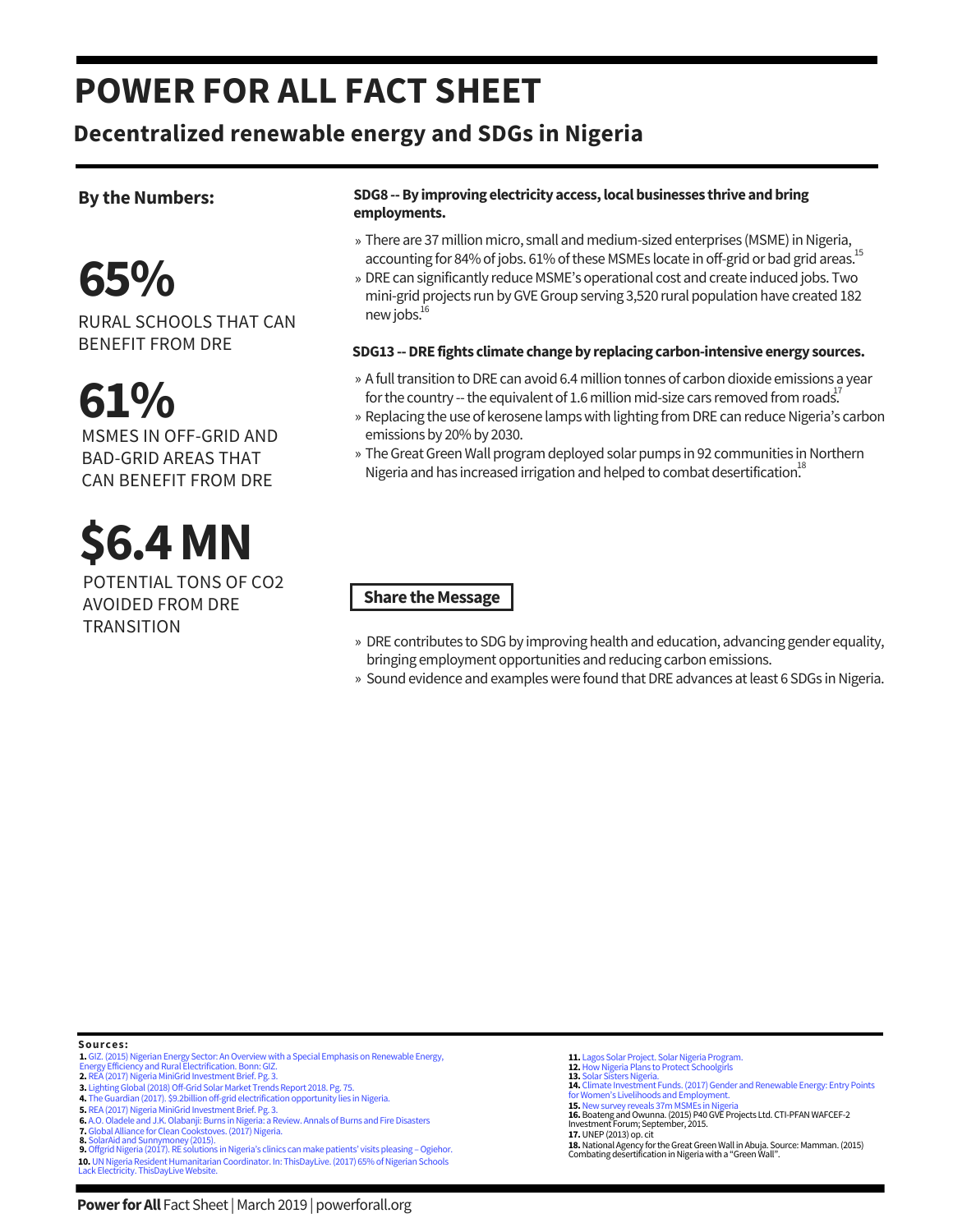# POWER FOR ALL FACT SHEET

## Decentralized renewable energy and SDGs in Nigeria

### By the Numbers:

**65%**

RURAL SCHOOLS THAT CAN BENEFIT FROM DRE

**61%**

MSMES IN OFF-GRID AND BAD-GRID AREAS THAT CAN BENEFIT FROM DRE

**$6.4 MN**

POTENTIAL TONS OF CO2 AVOIDED FROM DRE TRANSITION

**SDG8 -- By improving electricity access, local businesses thrive and bring employments.**

- There are 37 million micro, small and medium-sized enterprises (MSME) in Nigeria, accounting for 84% of jobs. 61% of these MSMEs locate in off-grid or bad grid areas.[15]
- DRE can significantly reduce MSME's operational cost and create induced jobs. Two mini-grid projects run by GVE Group serving 3,520 rural population have created 182 new jobs.[16]

**SDG13 -- DRE fights climate change by replacing carbon-intensive energy sources.**

- A full transition to DRE can avoid 6.4 million tonnes of carbon dioxide emissions a year for the country -- the equivalent of 1.6 million mid-size cars removed from roads.[17]
- Replacing the use of kerosene lamps with lighting from DRE can reduce Nigeria's carbon emissions by 20% by 2030.
- The Great Green Wall program deployed solar pumps in 92 communities in Northern Nigeria and has increased irrigation and helped to combat desertification.[18]

**Share the Message**

- DRE contributes to SDG by improving health and education, advancing gender equality, bringing employment opportunities and reducing carbon emissions.
- Sound evidence and examples were found that DRE advances at least 6 SDGs in Nigeria.

**Sources:**

1. GIZ. (2015) Nigerian Energy Sector: An Overview with a Special Emphasis on Renewable Energy, Energy Efficiency and Rural Electrification. Bonn: GIZ.
2. REA (2017) Nigeria MiniGrid Investment Brief. Pg. 3.
3. Lighting Global (2018) Off-Grid Solar Market Trends Report 2018. Pg. 75.
4. The Guardian (2017). $9.2billion off-grid electrification opportunity lies in Nigeria.
5. REA (2017) Nigeria MiniGrid Investment Brief. Pg. 3.
6. A.O. Oladele and J.K. Olabanji: Burns in Nigeria: a Review. Annals of Burns and Fire Disasters
7. Global Alliance for Clean Cookstoves. (2017) Nigeria.
8. SolarAid and Sunnymoney (2015).
9. Offgrid Nigeria (2017). RE solutions in Nigeria's clinics can make patients' visits pleasing – Ogiehor.
10. UN Nigeria Resident Humanitarian Coordinator. In: ThisDayLive. (2017) 65% of Nigerian Schools Lack Electricity. ThisDayLive Website.
11. Lagos Solar Project. Solar Nigeria Program.
12. How Nigeria Plans to Protect Schoolgirls
13. Solar Sisters Nigeria.
14. Climate Investment Funds. (2017) Gender and Renewable Energy: Entry Points for Women's Livelihoods and Employment.
15. New survey reveals 37m MSMEs in Nigeria
16. Boateng and Owunna. (2015) P40 GVE Projects Ltd. CTI-PFAN WAFCEF-2 Investment Forum; September, 2015.
17. UNEP (2013) op. cit
18. National Agency for the Great Green Wall in Abuja. Source: Mamman. (2015) Combating desertification in Nigeria with a "Green Wall".

**Power for All** Fact Sheet | March 2019 | powerforall.org